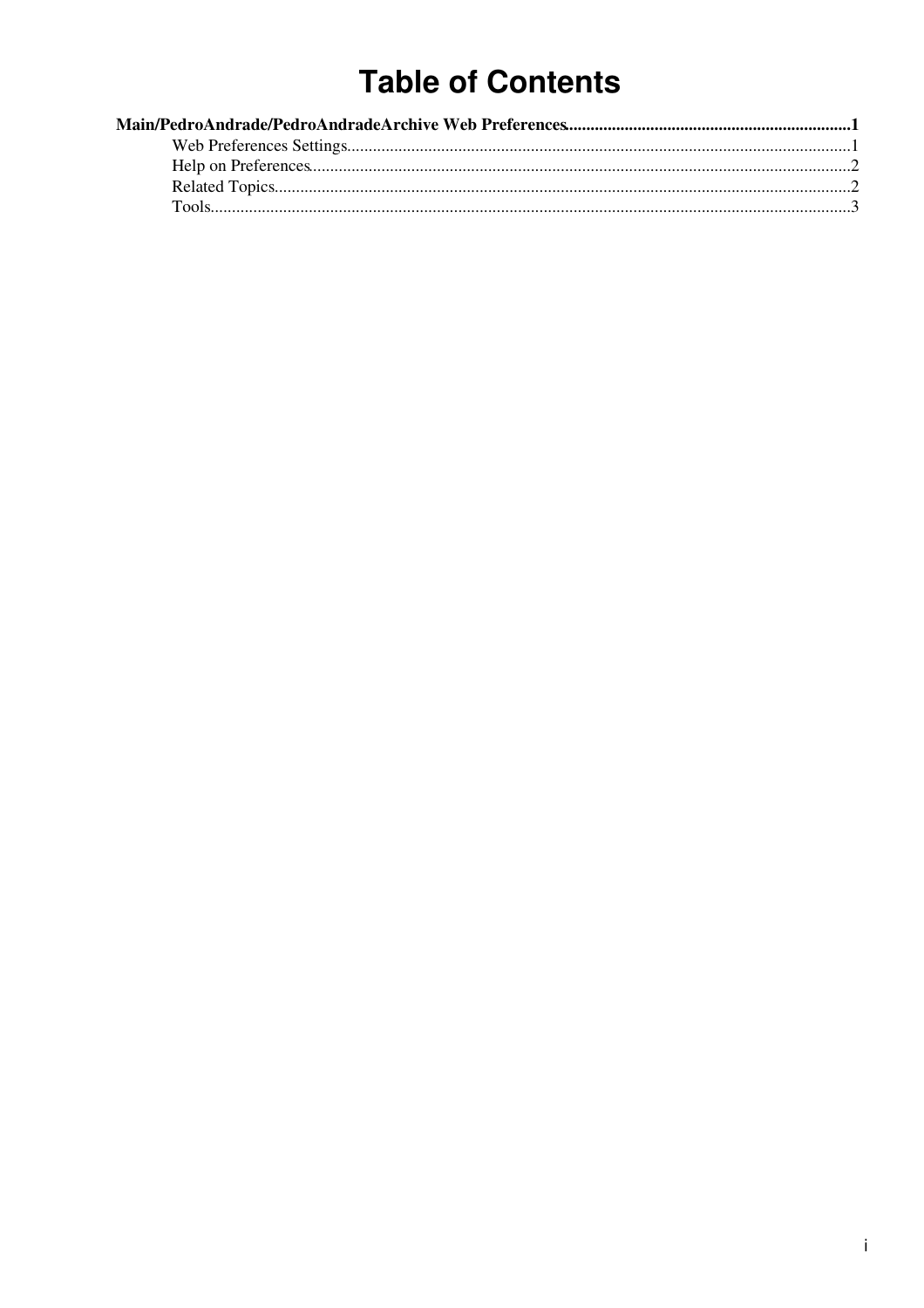# Table of Contents

**Main/PedroAndrade/PedroAndradeArchive Web Preferences....................................................................1**

- Web Preferences Settings....................................................................................................................1
- Help on Preferences............................................................................................................................2
- Related Topics.....................................................................................................................................2
- Tools...................................................................................................................................................3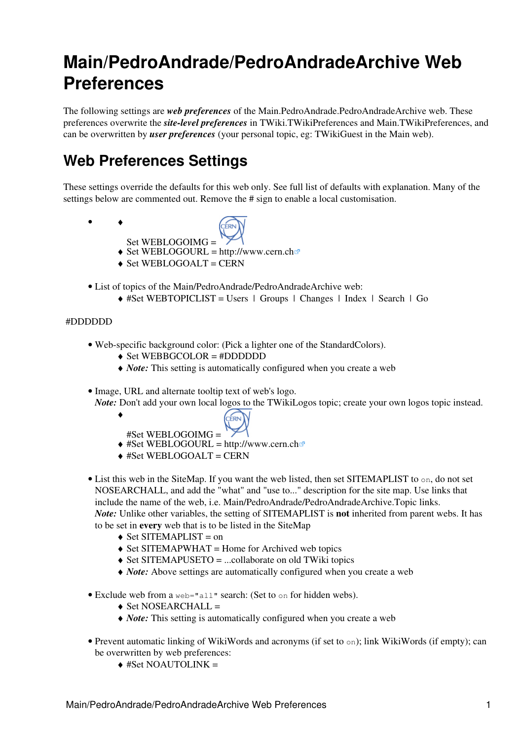# Main/PedroAndrade/PedroAndradeArchive Web Preferences

The following settings are ***web preferences*** of the Main.PedroAndrade.PedroAndradeArchive web. These preferences overwrite the ***site-level preferences*** in TWiki.TWikiPreferences and Main.TWikiPreferences, and can be overwritten by ***user preferences*** (your personal topic, eg: TWikiGuest in the Main web).

## Web Preferences Settings

These settings override the defaults for this web only. See full list of defaults with explanation. Many of the settings below are commented out. Remove the # sign to enable a local customisation.

- 
    - Set WEBLOGOIMG =
    - Set WEBLOGOURL = http://www.cern.ch
    - Set WEBLOGOALT = CERN

- List of topics of the Main/PedroAndrade/PedroAndradeArchive web:
    - #Set WEBTOPICLIST = Users | Groups | Changes | Index | Search | Go

#DDDDDD

- Web-specific background color: (Pick a lighter one of the StandardColors).
    - Set WEBBGCOLOR = #DDDDDD
    - ***Note:*** This setting is automatically configured when you create a web

- Image, URL and alternate tooltip text of web's logo.
  ***Note:*** Don't add your own local logos to the TWikiLogos topic; create your own logos topic instead.
    - #Set WEBLOGOIMG =
    - #Set WEBLOGOURL = http://www.cern.ch
    - #Set WEBLOGOALT = CERN

- List this web in the SiteMap. If you want the web listed, then set SITEMAPLIST to `on`, do not set NOSEARCHALL, and add the "what" and "use to..." description for the site map. Use links that include the name of the web, i.e. Main/PedroAndrade/PedroAndradeArchive.Topic links.
  ***Note:*** Unlike other variables, the setting of SITEMAPLIST is **not** inherited from parent webs. It has to be set in **every** web that is to be listed in the SiteMap
    - Set SITEMAPLIST = on
    - Set SITEMAPWHAT = Home for Archived web topics
    - Set SITEMAPUSETO = ...collaborate on old TWiki topics
    - ***Note:*** Above settings are automatically configured when you create a web

- Exclude web from a `web="all"` search: (Set to `on` for hidden webs).
    - Set NOSEARCHALL =
    - ***Note:*** This setting is automatically configured when you create a web

- Prevent automatic linking of WikiWords and acronyms (if set to `on`); link WikiWords (if empty); can be overwritten by web preferences:
    - #Set NOAUTOLINK =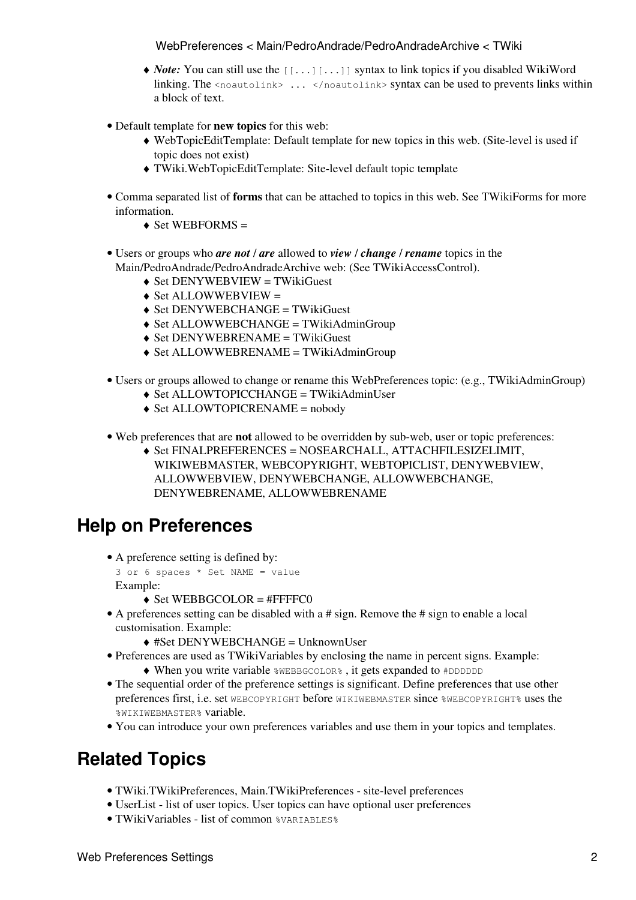- ***Note:*** You can still use the `[[...][...]]` syntax to link topics if you disabled WikiWord linking. The `<noautolink> ... </noautolink>` syntax can be used to prevents links within a block of text.

- Default template for **new topics** for this web:
   - WebTopicEditTemplate: Default template for new topics in this web. (Site-level is used if topic does not exist)
   - TWiki.WebTopicEditTemplate: Site-level default topic template

- Comma separated list of **forms** that can be attached to topics in this web. See TWikiForms for more information.
   - Set WEBFORMS =

- Users or groups who ***are not*** / ***are*** allowed to ***view*** / ***change*** / ***rename*** topics in the Main/PedroAndrade/PedroAndradeArchive web: (See TWikiAccessControl).
   - Set DENYWEBVIEW = TWikiGuest
   - Set ALLOWWEBVIEW =
   - Set DENYWEBCHANGE = TWikiGuest
   - Set ALLOWWEBCHANGE = TWikiAdminGroup
   - Set DENYWEBRENAME = TWikiGuest
   - Set ALLOWWEBRENAME = TWikiAdminGroup

- Users or groups allowed to change or rename this WebPreferences topic: (e.g., TWikiAdminGroup)
   - Set ALLOWTOPICCHANGE = TWikiAdminUser
   - Set ALLOWTOPICRENAME = nobody

- Web preferences that are **not** allowed to be overridden by sub-web, user or topic preferences:
   - Set FINALPREFERENCES = NOSEARCHALL, ATTACHFILESIZELIMIT, WIKIWEBMASTER, WEBCOPYRIGHT, WEBTOPICLIST, DENYWEBVIEW, ALLOWWEBVIEW, DENYWEBCHANGE, ALLOWWEBCHANGE, DENYWEBRENAME, ALLOWWEBRENAME

## Help on Preferences

- A preference setting is defined by:
  `3 or 6 spaces * Set NAME = value`
  Example:
   - Set WEBBGCOLOR = #FFFFC0
- A preferences setting can be disabled with a # sign. Remove the # sign to enable a local customisation. Example:
   - #Set DENYWEBCHANGE = UnknownUser
- Preferences are used as TWikiVariables by enclosing the name in percent signs. Example:
   - When you write variable `%WEBBGCOLOR%` , it gets expanded to `#DDDDDD`
- The sequential order of the preference settings is significant. Define preferences that use other preferences first, i.e. set `WEBCOPYRIGHT` before `WIKIWEBMASTER` since `%WEBCOPYRIGHT%` uses the `%WIKIWEBMASTER%` variable.
- You can introduce your own preferences variables and use them in your topics and templates.

## Related Topics

- TWiki.TWikiPreferences, Main.TWikiPreferences - site-level preferences
- UserList - list of user topics. User topics can have optional user preferences
- TWikiVariables - list of common `%VARIABLES%`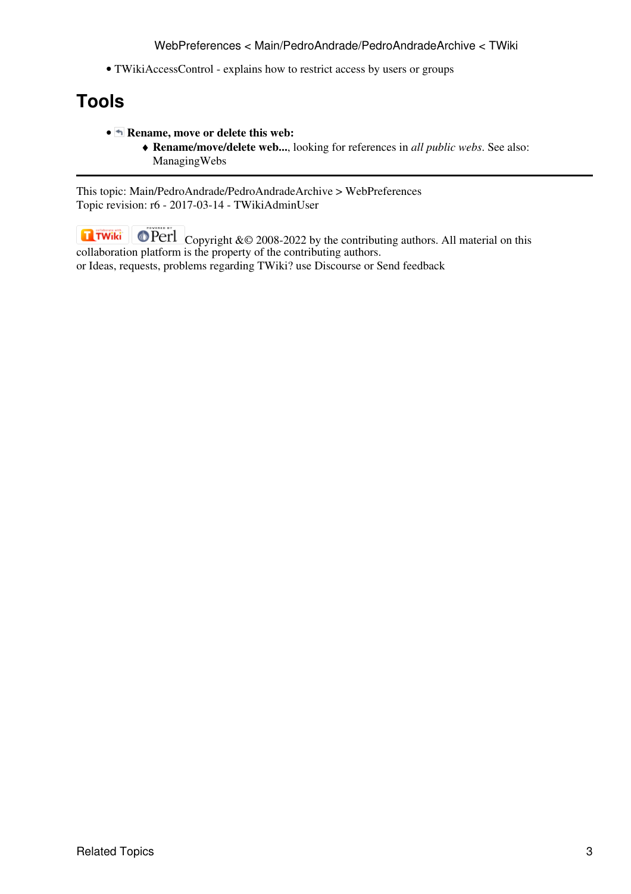- TWikiAccessControl - explains how to restrict access by users or groups

## Tools

- **Rename, move or delete this web:**
  - **Rename/move/delete web...**, looking for references in *all public webs*. See also: ManagingWebs

---

This topic: Main/PedroAndrade/PedroAndradeArchive > WebPreferences
Topic revision: r6 - 2017-03-14 - TWikiAdminUser

Copyright &© 2008-2022 by the contributing authors. All material on this collaboration platform is the property of the contributing authors.
or Ideas, requests, problems regarding TWiki? use Discourse or Send feedback